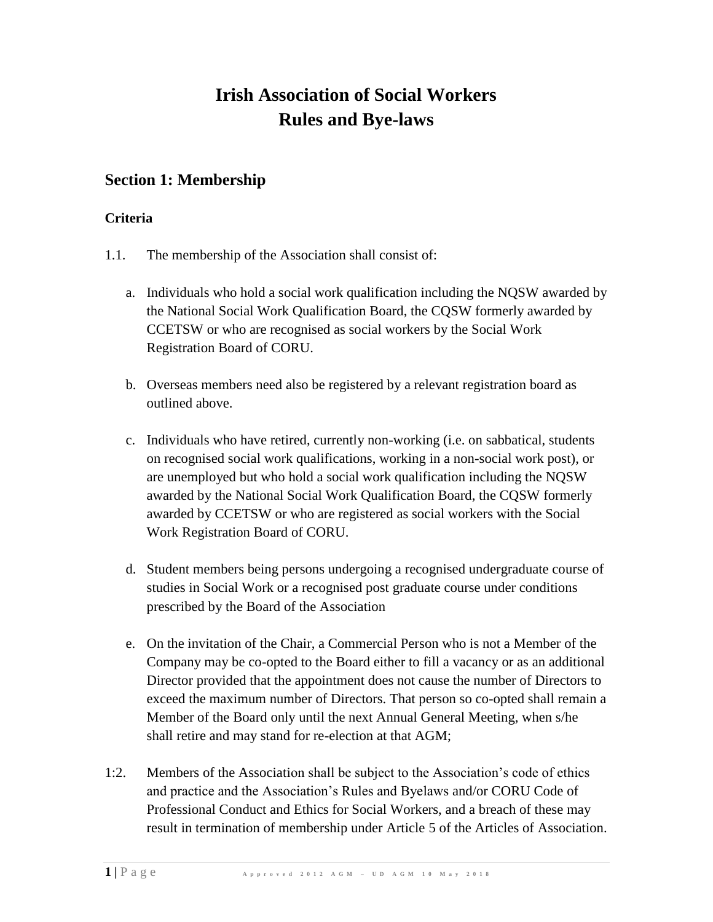# Irish Association of Social Workers Rules and Bye-laws

## Section 1: Membership

### Criteria

1.1. The membership of the Association shall consist of:

a. Individuals who hold a social work qualification including the NQSW awarded by the National Social Work Qualification Board, the CQSW formerly awarded by CCETSW or who are recognised as social workers by the Social Work Registration Board of CORU.

b. Overseas members need also be registered by a relevant registration board as outlined above.

c. Individuals who have retired, currently non-working (i.e. on sabbatical, students on recognised social work qualifications, working in a non-social work post), or are unemployed but who hold a social work qualification including the NQSW awarded by the National Social Work Qualification Board, the CQSW formerly awarded by CCETSW or who are registered as social workers with the Social Work Registration Board of CORU.

d. Student members being persons undergoing a recognised undergraduate course of studies in Social Work or a recognised post graduate course under conditions prescribed by the Board of the Association

e. On the invitation of the Chair, a Commercial Person who is not a Member of the Company may be co-opted to the Board either to fill a vacancy or as an additional Director provided that the appointment does not cause the number of Directors to exceed the maximum number of Directors. That person so co-opted shall remain a Member of the Board only until the next Annual General Meeting, when s/he shall retire and may stand for re-election at that AGM;

1:2. Members of the Association shall be subject to the Association's code of ethics and practice and the Association's Rules and Byelaws and/or CORU Code of Professional Conduct and Ethics for Social Workers, and a breach of these may result in termination of membership under Article 5 of the Articles of Association.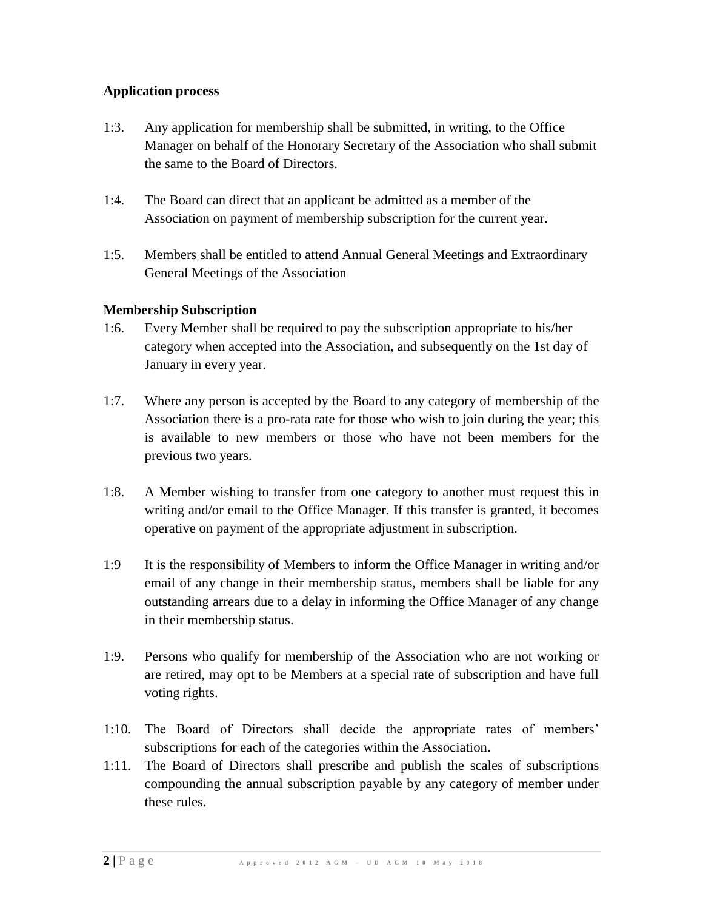### Application process

1:3. Any application for membership shall be submitted, in writing, to the Office Manager on behalf of the Honorary Secretary of the Association who shall submit the same to the Board of Directors.

1:4. The Board can direct that an applicant be admitted as a member of the Association on payment of membership subscription for the current year.

1:5. Members shall be entitled to attend Annual General Meetings and Extraordinary General Meetings of the Association

### Membership Subscription

1:6. Every Member shall be required to pay the subscription appropriate to his/her category when accepted into the Association, and subsequently on the 1st day of January in every year.

1:7. Where any person is accepted by the Board to any category of membership of the Association there is a pro-rata rate for those who wish to join during the year; this is available to new members or those who have not been members for the previous two years.

1:8. A Member wishing to transfer from one category to another must request this in writing and/or email to the Office Manager. If this transfer is granted, it becomes operative on payment of the appropriate adjustment in subscription.

1:9 It is the responsibility of Members to inform the Office Manager in writing and/or email of any change in their membership status, members shall be liable for any outstanding arrears due to a delay in informing the Office Manager of any change in their membership status.

1:9. Persons who qualify for membership of the Association who are not working or are retired, may opt to be Members at a special rate of subscription and have full voting rights.

1:10. The Board of Directors shall decide the appropriate rates of members' subscriptions for each of the categories within the Association.

1:11. The Board of Directors shall prescribe and publish the scales of subscriptions compounding the annual subscription payable by any category of member under these rules.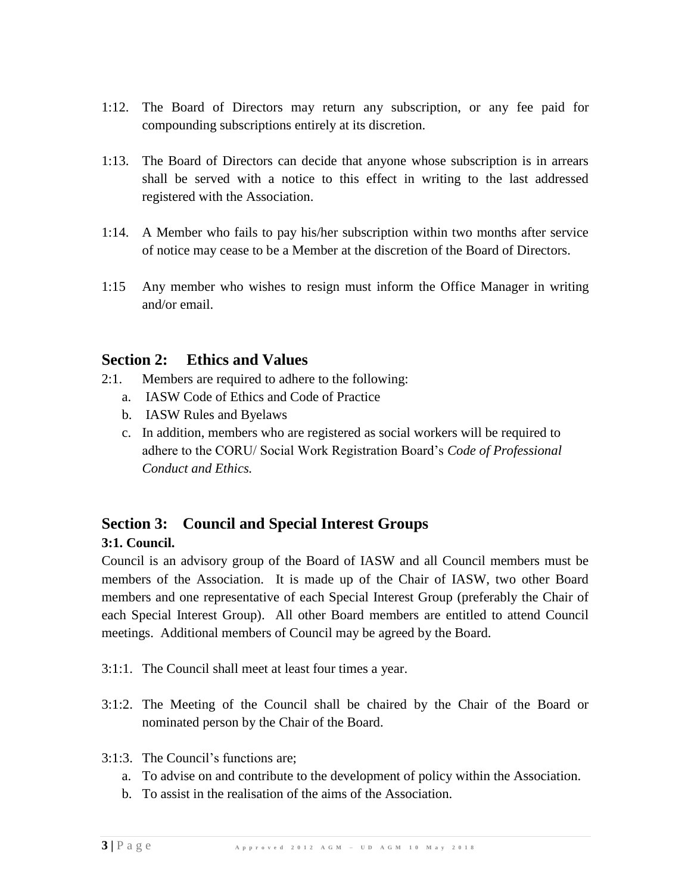1:12. The Board of Directors may return any subscription, or any fee paid for compounding subscriptions entirely at its discretion.

1:13. The Board of Directors can decide that anyone whose subscription is in arrears shall be served with a notice to this effect in writing to the last addressed registered with the Association.

1:14. A Member who fails to pay his/her subscription within two months after service of notice may cease to be a Member at the discretion of the Board of Directors.

1:15 Any member who wishes to resign must inform the Office Manager in writing and/or email.

## Section 2: Ethics and Values

2:1. Members are required to adhere to the following:

a. IASW Code of Ethics and Code of Practice
b. IASW Rules and Byelaws
c. In addition, members who are registered as social workers will be required to adhere to the CORU/ Social Work Registration Board's *Code of Professional Conduct and Ethics.*

## Section 3: Council and Special Interest Groups

**3:1. Council.**

Council is an advisory group of the Board of IASW and all Council members must be members of the Association. It is made up of the Chair of IASW, two other Board members and one representative of each Special Interest Group (preferably the Chair of each Special Interest Group). All other Board members are entitled to attend Council meetings. Additional members of Council may be agreed by the Board.

3:1:1. The Council shall meet at least four times a year.

3:1:2. The Meeting of the Council shall be chaired by the Chair of the Board or nominated person by the Chair of the Board.

3:1:3. The Council's functions are;

a. To advise on and contribute to the development of policy within the Association.
b. To assist in the realisation of the aims of the Association.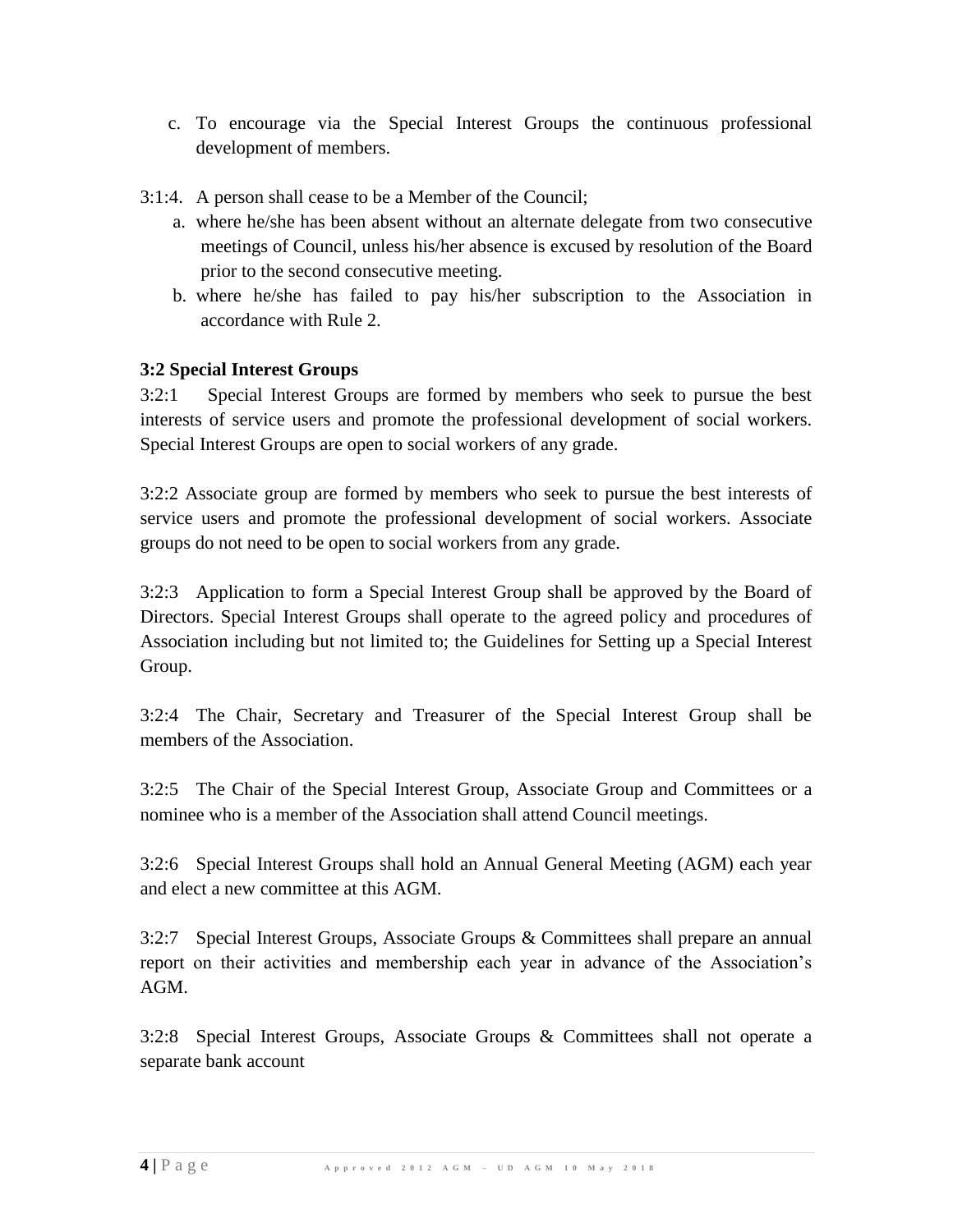c. To encourage via the Special Interest Groups the continuous professional development of members.

3:1:4. A person shall cease to be a Member of the Council;

a. where he/she has been absent without an alternate delegate from two consecutive meetings of Council, unless his/her absence is excused by resolution of the Board prior to the second consecutive meeting.
b. where he/she has failed to pay his/her subscription to the Association in accordance with Rule 2.

**3:2 Special Interest Groups**

3:2:1 Special Interest Groups are formed by members who seek to pursue the best interests of service users and promote the professional development of social workers. Special Interest Groups are open to social workers of any grade.

3:2:2 Associate group are formed by members who seek to pursue the best interests of service users and promote the professional development of social workers. Associate groups do not need to be open to social workers from any grade.

3:2:3 Application to form a Special Interest Group shall be approved by the Board of Directors. Special Interest Groups shall operate to the agreed policy and procedures of Association including but not limited to; the Guidelines for Setting up a Special Interest Group.

3:2:4 The Chair, Secretary and Treasurer of the Special Interest Group shall be members of the Association.

3:2:5 The Chair of the Special Interest Group, Associate Group and Committees or a nominee who is a member of the Association shall attend Council meetings.

3:2:6 Special Interest Groups shall hold an Annual General Meeting (AGM) each year and elect a new committee at this AGM.

3:2:7 Special Interest Groups, Associate Groups & Committees shall prepare an annual report on their activities and membership each year in advance of the Association's AGM.

3:2:8 Special Interest Groups, Associate Groups & Committees shall not operate a separate bank account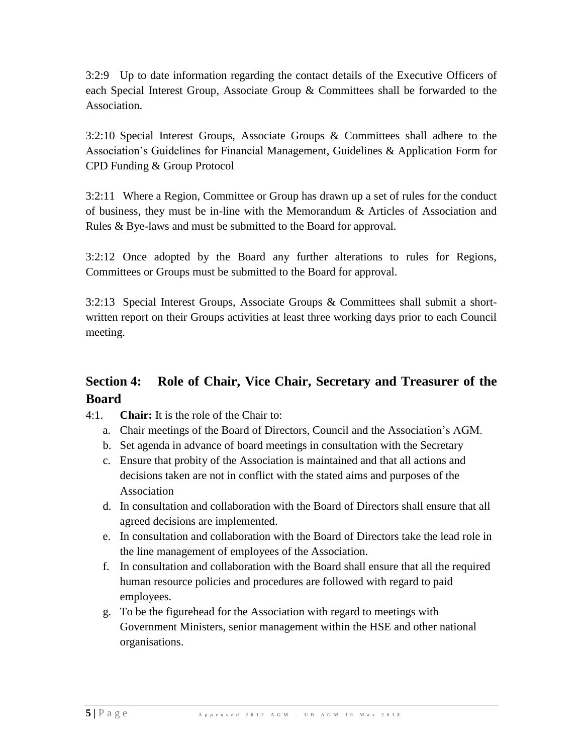3:2:9 Up to date information regarding the contact details of the Executive Officers of each Special Interest Group, Associate Group & Committees shall be forwarded to the Association.

3:2:10 Special Interest Groups, Associate Groups & Committees shall adhere to the Association's Guidelines for Financial Management, Guidelines & Application Form for CPD Funding & Group Protocol

3:2:11 Where a Region, Committee or Group has drawn up a set of rules for the conduct of business, they must be in-line with the Memorandum & Articles of Association and Rules & Bye-laws and must be submitted to the Board for approval.

3:2:12 Once adopted by the Board any further alterations to rules for Regions, Committees or Groups must be submitted to the Board for approval.

3:2:13 Special Interest Groups, Associate Groups & Committees shall submit a short-written report on their Groups activities at least three working days prior to each Council meeting.

## Section 4: Role of Chair, Vice Chair, Secretary and Treasurer of the Board

4:1. **Chair:** It is the role of the Chair to:

a. Chair meetings of the Board of Directors, Council and the Association's AGM.
b. Set agenda in advance of board meetings in consultation with the Secretary
c. Ensure that probity of the Association is maintained and that all actions and decisions taken are not in conflict with the stated aims and purposes of the Association
d. In consultation and collaboration with the Board of Directors shall ensure that all agreed decisions are implemented.
e. In consultation and collaboration with the Board of Directors take the lead role in the line management of employees of the Association.
f. In consultation and collaboration with the Board shall ensure that all the required human resource policies and procedures are followed with regard to paid employees.
g. To be the figurehead for the Association with regard to meetings with Government Ministers, senior management within the HSE and other national organisations.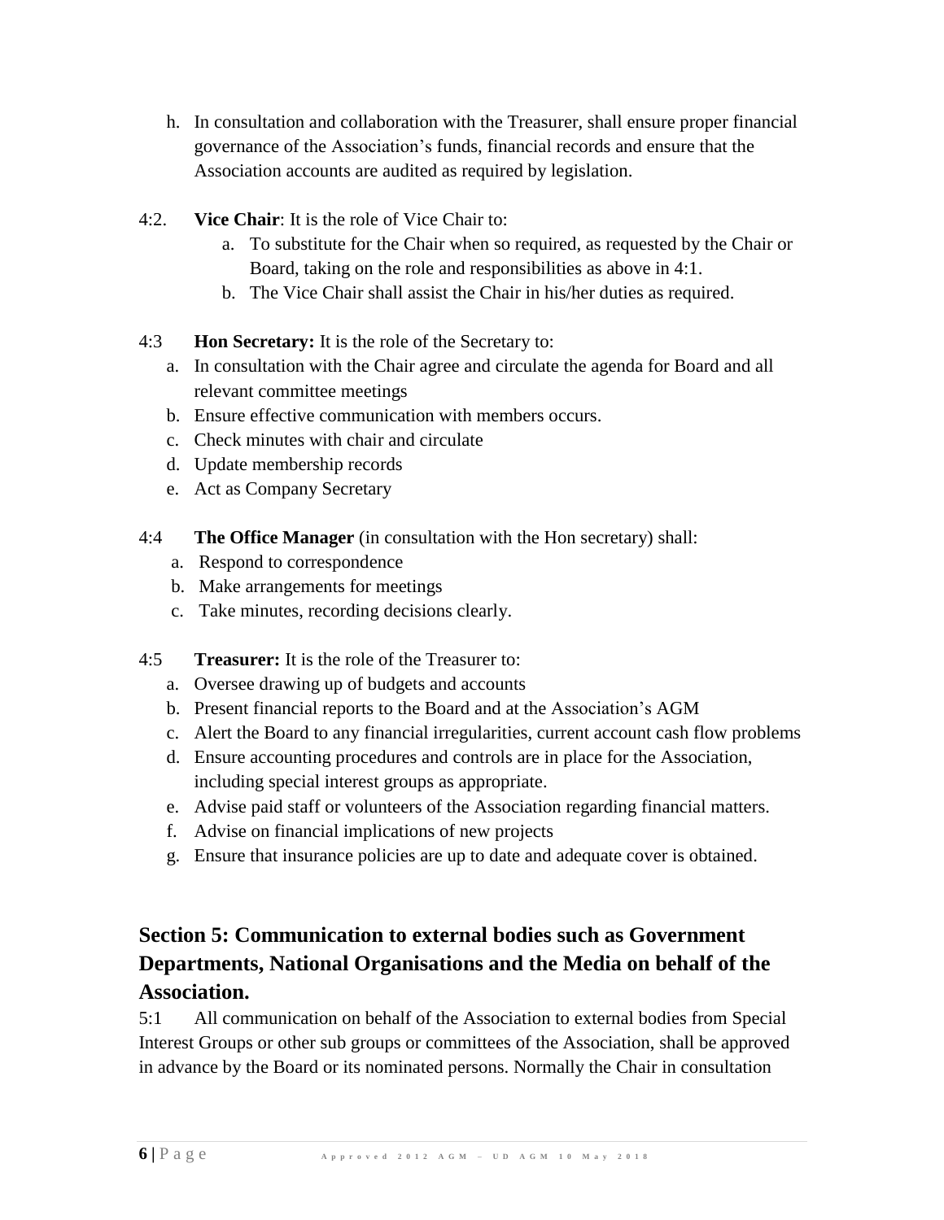h. In consultation and collaboration with the Treasurer, shall ensure proper financial governance of the Association's funds, financial records and ensure that the Association accounts are audited as required by legislation.

4:2. **Vice Chair**: It is the role of Vice Chair to:

a. To substitute for the Chair when so required, as requested by the Chair or Board, taking on the role and responsibilities as above in 4:1.
b. The Vice Chair shall assist the Chair in his/her duties as required.

4:3 **Hon Secretary:** It is the role of the Secretary to:

a. In consultation with the Chair agree and circulate the agenda for Board and all relevant committee meetings
b. Ensure effective communication with members occurs.
c. Check minutes with chair and circulate
d. Update membership records
e. Act as Company Secretary

4:4 **The Office Manager** (in consultation with the Hon secretary) shall:

a. Respond to correspondence
b. Make arrangements for meetings
c. Take minutes, recording decisions clearly.

4:5 **Treasurer:** It is the role of the Treasurer to:

a. Oversee drawing up of budgets and accounts
b. Present financial reports to the Board and at the Association's AGM
c. Alert the Board to any financial irregularities, current account cash flow problems
d. Ensure accounting procedures and controls are in place for the Association, including special interest groups as appropriate.
e. Advise paid staff or volunteers of the Association regarding financial matters.
f. Advise on financial implications of new projects
g. Ensure that insurance policies are up to date and adequate cover is obtained.

## Section 5: Communication to external bodies such as Government Departments, National Organisations and the Media on behalf of the Association.

5:1 All communication on behalf of the Association to external bodies from Special Interest Groups or other sub groups or committees of the Association, shall be approved in advance by the Board or its nominated persons. Normally the Chair in consultation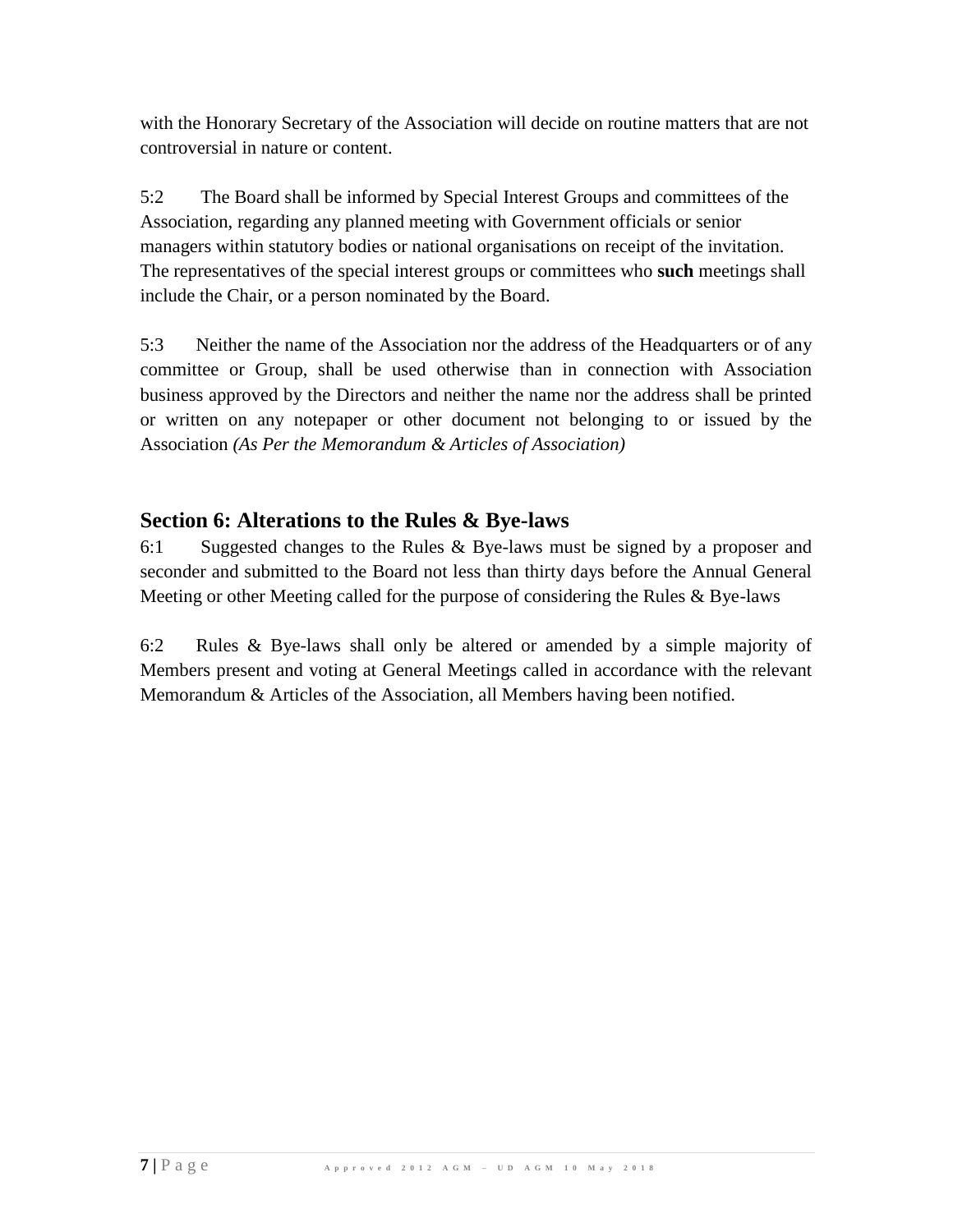with the Honorary Secretary of the Association will decide on routine matters that are not controversial in nature or content.

5:2 The Board shall be informed by Special Interest Groups and committees of the Association, regarding any planned meeting with Government officials or senior managers within statutory bodies or national organisations on receipt of the invitation. The representatives of the special interest groups or committees who **such** meetings shall include the Chair, or a person nominated by the Board.

5:3 Neither the name of the Association nor the address of the Headquarters or of any committee or Group, shall be used otherwise than in connection with Association business approved by the Directors and neither the name nor the address shall be printed or written on any notepaper or other document not belonging to or issued by the Association *(As Per the Memorandum & Articles of Association)*

## Section 6: Alterations to the Rules & Bye-laws

6:1 Suggested changes to the Rules & Bye-laws must be signed by a proposer and seconder and submitted to the Board not less than thirty days before the Annual General Meeting or other Meeting called for the purpose of considering the Rules & Bye-laws

6:2 Rules & Bye-laws shall only be altered or amended by a simple majority of Members present and voting at General Meetings called in accordance with the relevant Memorandum & Articles of the Association, all Members having been notified.